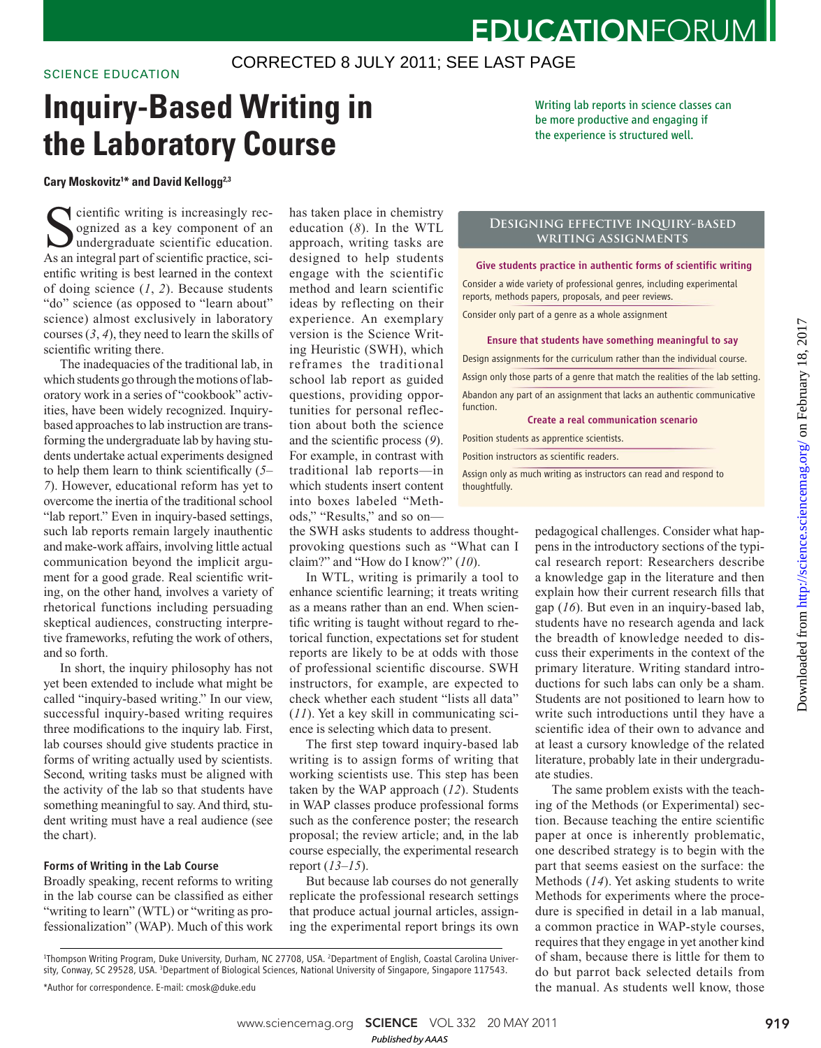CORRECTED 8 JULY 2011; SEE LAST PAGE

SCIENCE EDUCATION

# Inquiry-Based Writing in the Laboratory Course

Writing lab reports in science classes can be more productive and engaging if the experience is structured well.

**Cary Moskovitz[1]* and David Kellogg[2,3]**

Scientific writing is increasingly recognized as a key component of an undergraduate scientific education. As an integral part of scientific practice, scientific writing is best learned in the context of doing science (*1*, *2*). Because students "do" science (as opposed to "learn about" science) almost exclusively in laboratory courses (*3*, *4*), they need to learn the skills of scientific writing there.

The inadequacies of the traditional lab, in which students go through the motions of laboratory work in a series of "cookbook" activities, have been widely recognized. Inquiry-based approaches to lab instruction are transforming the undergraduate lab by having students undertake actual experiments designed to help them learn to think scientifically (*5*–*7*). However, educational reform has yet to overcome the inertia of the traditional school "lab report." Even in inquiry-based settings, such lab reports remain largely inauthentic and make-work affairs, involving little actual communication beyond the implicit argument for a good grade. Real scientific writing, on the other hand, involves a variety of rhetorical functions including persuading skeptical audiences, constructing interpretive frameworks, refuting the work of others, and so forth.

In short, the inquiry philosophy has not yet been extended to include what might be called "inquiry-based writing." In our view, successful inquiry-based writing requires three modifications to the inquiry lab. First, lab courses should give students practice in forms of writing actually used by scientists. Second, writing tasks must be aligned with the activity of the lab so that students have something meaningful to say. And third, student writing must have a real audience (see the chart).

### Forms of Writing in the Lab Course

Broadly speaking, recent reforms to writing in the lab course can be classified as either "writing to learn" (WTL) or "writing as professionalization" (WAP). Much of this work has taken place in chemistry education (*8*). In the WTL approach, writing tasks are designed to help students engage with the scientific method and learn scientific ideas by reflecting on their experience. An exemplary version is the Science Writing Heuristic (SWH), which reframes the traditional school lab report as guided questions, providing opportunities for personal reflection about both the science and the scientific process (*9*). For example, in contrast with traditional lab reports—in which students insert content into boxes labeled "Methods," "Results," and so on—the SWH asks students to address thought-provoking questions such as "What can I claim?" and "How do I know?" (*10*).

In WTL, writing is primarily a tool to enhance scientific learning; it treats writing as a means rather than an end. When scientific writing is taught without regard to rhetorical function, expectations set for student reports are likely to be at odds with those of professional scientific discourse. SWH instructors, for example, are expected to check whether each student "lists all data" (*11*). Yet a key skill in communicating science is selecting which data to present.

The first step toward inquiry-based lab writing is to assign forms of writing that working scientists use. This step has been taken by the WAP approach (*12*). Students in WAP classes produce professional forms such as the conference poster; the research proposal; the review article; and, in the lab course especially, the experimental research report (*13*–*15*).

But because lab courses do not generally replicate the professional research settings that produce actual journal articles, assigning the experimental report brings its own pedagogical challenges. Consider what happens in the introductory sections of the typical research report: Researchers describe a knowledge gap in the literature and then explain how their current research fills that gap (*16*). But even in an inquiry-based lab, students have no research agenda and lack the breadth of knowledge needed to discuss their experiments in the context of the primary literature. Writing standard introductions for such labs can only be a sham. Students are not positioned to learn how to write such introductions until they have a scientific idea of their own to advance and at least a cursory knowledge of the related literature, probably late in their undergraduate studies.

The same problem exists with the teaching of the Methods (or Experimental) section. Because teaching the entire scientific paper at once is inherently problematic, one described strategy is to begin with the part that seems easiest on the surface: the Methods (*14*). Yet asking students to write Methods for experiments where the procedure is specified in detail in a lab manual, a common practice in WAP-style courses, requires that they engage in yet another kind of sham, because there is little for them to do but parrot back selected details from the manual. As students well know, those

**DESIGNING EFFECTIVE INQUIRY-BASED WRITING ASSIGNMENTS**

**Give students practice in authentic forms of scientific writing**

Consider a wide variety of professional genres, including experimental reports, methods papers, proposals, and peer reviews.

Consider only part of a genre as a whole assignment

**Ensure that students have something meaningful to say**

Design assignments for the curriculum rather than the individual course.

Assign only those parts of a genre that match the realities of the lab setting.

Abandon any part of an assignment that lacks an authentic communicative function.

**Create a real communication scenario**

Position students as apprentice scientists.

Position instructors as scientific readers.

Assign only as much writing as instructors can read and respond to thoughtfully.

[1]Thompson Writing Program, Duke University, Durham, NC 27708, USA. [2]Department of English, Coastal Carolina University, Conway, SC 29528, USA. [3]Department of Biological Sciences, National University of Singapore, Singapore 117543.

*Author for correspondence. E-mail: cmosk@duke.edu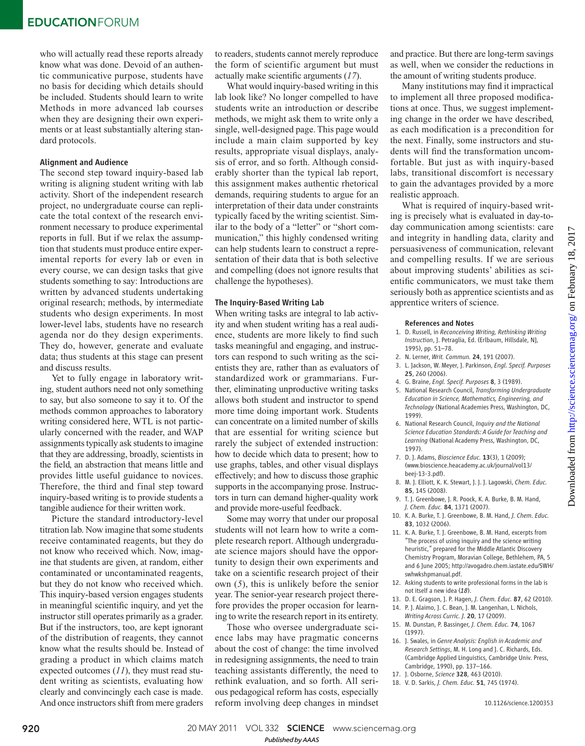who will actually read these reports already know what was done. Devoid of an authentic communicative purpose, students have no basis for deciding which details should be included. Students should learn to write Methods in more advanced lab courses when they are designing their own experiments or at least substantially altering standard protocols.

### Alignment and Audience

The second step toward inquiry-based lab writing is aligning student writing with lab activity. Short of the independent research project, no undergraduate course can replicate the total context of the research environment necessary to produce experimental reports in full. But if we relax the assumption that students must produce entire experimental reports for every lab or even in every course, we can design tasks that give students something to say: Introductions are written by advanced students undertaking original research; methods, by intermediate students who design experiments. In most lower-level labs, students have no research agenda nor do they design experiments. They do, however, generate and evaluate data; thus students at this stage can present and discuss results.

Yet to fully engage in laboratory writing, student authors need not only something to say, but also someone to say it to. Of the methods common approaches to laboratory writing considered here, WTL is not particularly concerned with the reader, and WAP assignments typically ask students to imagine that they are addressing, broadly, scientists in the field, an abstraction that means little and provides little useful guidance to novices. Therefore, the third and final step toward inquiry-based writing is to provide students a tangible audience for their written work.

Picture the standard introductory-level titration lab. Now imagine that some students receive contaminated reagents, but they do not know who received which. Now, imagine that students are given, at random, either contaminated or uncontaminated reagents, but they do not know who received which. This inquiry-based version engages students in meaningful scientific inquiry, and yet the instructor still operates primarily as a grader. But if the instructors, too, are kept ignorant of the distribution of reagents, they cannot know what the results should be. Instead of grading a product in which claims match expected outcomes (*11*), they must read student writing as scientists, evaluating how clearly and convincingly each case is made. And once instructors shift from mere graders to readers, students cannot merely reproduce the form of scientific argument but must actually make scientific arguments (*17*).

What would inquiry-based writing in this lab look like? No longer compelled to have students write an introduction or describe methods, we might ask them to write only a single, well-designed page. This page would include a main claim supported by key results, appropriate visual displays, analysis of error, and so forth. Although considerably shorter than the typical lab report, this assignment makes authentic rhetorical demands, requiring students to argue for an interpretation of their data under constraints typically faced by the writing scientist. Similar to the body of a "letter" or "short communication," this highly condensed writing can help students learn to construct a representation of their data that is both selective and compelling (does not ignore results that challenge the hypotheses).

### The Inquiry-Based Writing Lab

When writing tasks are integral to lab activity and when student writing has a real audience, students are more likely to find such tasks meaningful and engaging, and instructors can respond to such writing as the scientists they are, rather than as evaluators of standardized work or grammarians. Further, eliminating unproductive writing tasks allows both student and instructor to spend more time doing important work. Students can concentrate on a limited number of skills that are essential for writing science but rarely the subject of extended instruction: how to decide which data to present; how to use graphs, tables, and other visual displays effectively; and how to discuss those graphic supports in the accompanying prose. Instructors in turn can demand higher-quality work and provide more-useful feedback.

Some may worry that under our proposal students will not learn how to write a complete research report. Although undergraduate science majors should have the opportunity to design their own experiments and take on a scientific research project of their own (*5*), this is unlikely before the senior year. The senior-year research project therefore provides the proper occasion for learning to write the research report in its entirety.

Those who oversee undergraduate science labs may have pragmatic concerns about the cost of change: the time involved in redesigning assignments, the need to train teaching assistants differently, the need to rethink evaluation, and so forth. All serious pedagogical reform has costs, especially reform involving deep changes in mindset and practice. But there are long-term savings as well, when we consider the reductions in the amount of writing students produce.

Many institutions may find it impractical to implement all three proposed modifications at once. Thus, we suggest implementing change in the order we have described, as each modification is a precondition for the next. Finally, some instructors and students will find the transformation uncomfortable. But just as with inquiry-based labs, transitional discomfort is necessary to gain the advantages provided by a more realistic approach.

What is required of inquiry-based writing is precisely what is evaluated in day-to-day communication among scientists: care and integrity in handling data, clarity and persuasiveness of communication, relevant and compelling results. If we are serious about improving students' abilities as scientific communicators, we must take them seriously both as apprentice scientists and as apprentice writers of science.

#### References and Notes

1. D. Russell, in *Reconceiving Writing, Rethinking Writing Instruction*, J. Petraglia, Ed. (Erlbaum, Hillsdale, NJ, 1995), pp. 51–78.
2. N. Lerner, *Writ. Commun.* **24**, 191 (2007).
3. L. Jackson, W. Meyer, J. Parkinson, *Engl. Specif. Purposes* **25**, 260 (2006).
4. G. Braine, *Engl. Specif. Purposes* **8**, 3 (1989).
5. National Research Council, *Transforming Undergraduate Education in Science, Mathematics, Engineering, and Technology* (National Academies Press, Washington, DC, 1999).
6. National Research Council, *Inquiry and the National Science Education Standards: A Guide for Teaching and Learning* (National Academy Press, Washington, DC, 1997).
7. D. J. Adams, *Bioscience Educ.* **13**(3), 1 (2009); (www.bioscience.heacademy.ac.uk/journal/vol13/beej-13-3.pdf).
8. M. J. Elliott, K. K. Stewart, J. J. Lagowski, *Chem. Educ.* **85**, 145 (2008).
9. T. J. Greenbowe, J. R. Poock, K. A. Burke, B. M. Hand, *J. Chem. Educ.* **84**, 1371 (2007).
10. K. A. Burke, T. J. Greenbowe, B. M. Hand, *J. Chem. Educ.* **83**, 1032 (2006).
11. K. A. Burke, T. J. Greenbowe, B. M. Hand, excerpts from "The process of using inquiry and the science writing heuristic," prepared for the Middle Atlantic Discovery Chemistry Program, Moravian College, Bethlehem, PA, 5 and 6 June 2005; http://avogadro.chem.iastate.edu/SWH/swhwkshpmanual.pdf.
12. Asking students to write professional forms in the lab is not itself a new idea (*18*).
13. D. E. Gragson, J. P. Hagen, *J. Chem. Educ.* **87**, 62 (2010).
14. P. J. Alaimo, J. C. Bean, J. M. Langenhan, L. Nichols, *Writing Across Curric. J.* **20**, 17 (2009).
15. M. Dunstan, P. Bassinger, *J. Chem. Educ.* **74**, 1067 (1997).
16. J. Swales, in *Genre Analysis: English in Academic and Research Settings*, M. H. Long and J. C. Richards, Eds. (Cambridge Applied Linguistics, Cambridge Univ. Press, Cambridge, 1990), pp. 137–166.
17. J. Osborne, *Science* **328**, 463 (2010).
18. V. D. Sarkis, *J. Chem. Educ.* **51**, 745 (1974).

10.1126/science.1200353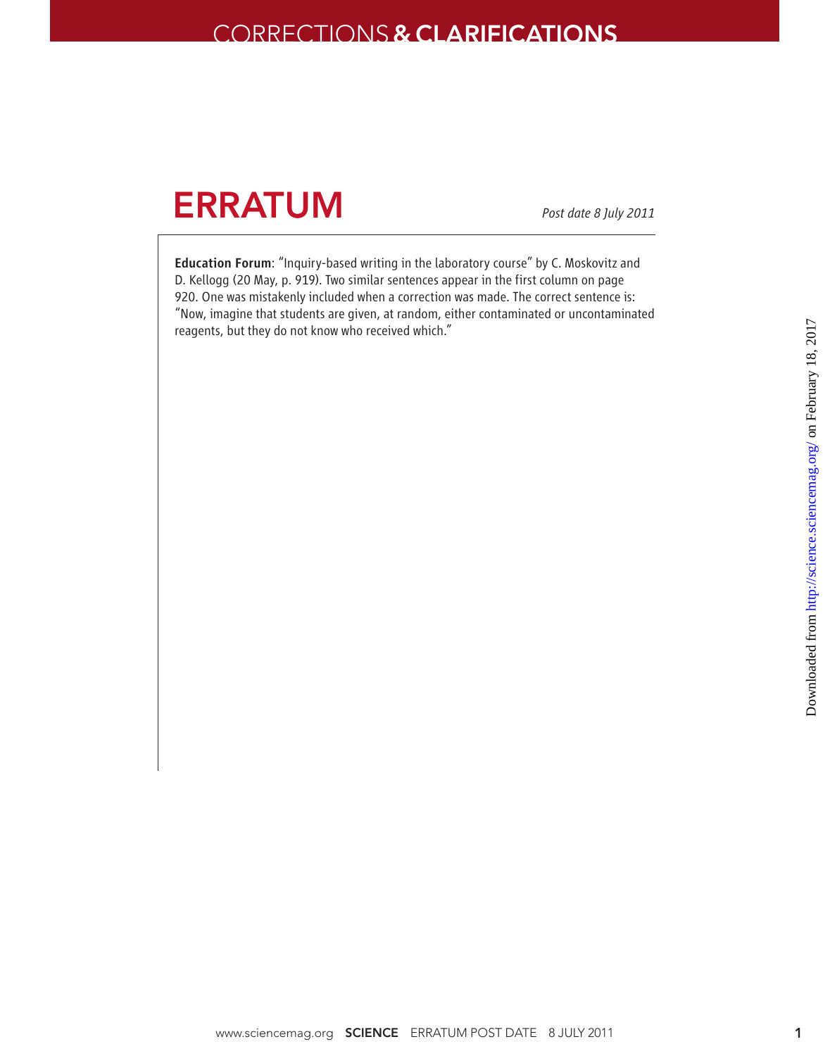# ERRATUM

*Post date 8 July 2011*

**Education Forum**: "Inquiry-based writing in the laboratory course" by C. Moskovitz and D. Kellogg (20 May, p. 919). Two similar sentences appear in the first column on page 920. One was mistakenly included when a correction was made. The correct sentence is: "Now, imagine that students are given, at random, either contaminated or uncontaminated reagents, but they do not know who received which."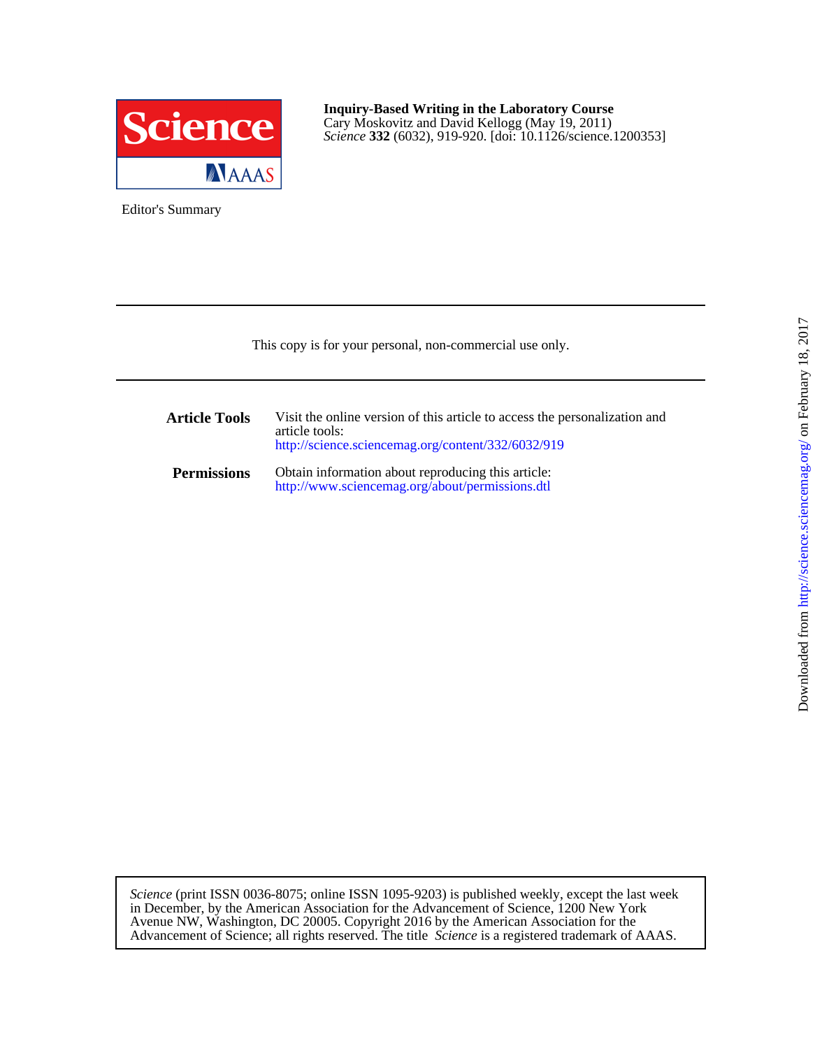**Inquiry-Based Writing in the Laboratory Course**
Cary Moskovitz and David Kellogg (May 19, 2011)
*Science* **332** (6032), 919-920. [doi: 10.1126/science.1200353]

Editor's Summary

---

This copy is for your personal, non-commercial use only.

---

**Article Tools** Visit the online version of this article to access the personalization and article tools:
http://science.sciencemag.org/content/332/6032/919

**Permissions** Obtain information about reproducing this article:
http://www.sciencemag.org/about/permissions.dtl

*Science* (print ISSN 0036-8075; online ISSN 1095-9203) is published weekly, except the last week in December, by the American Association for the Advancement of Science, 1200 New York Avenue NW, Washington, DC 20005. Copyright 2016 by the American Association for the Advancement of Science; all rights reserved. The title *Science* is a registered trademark of AAAS.

Downloaded from http://science.sciencemag.org/ on February 18, 2017